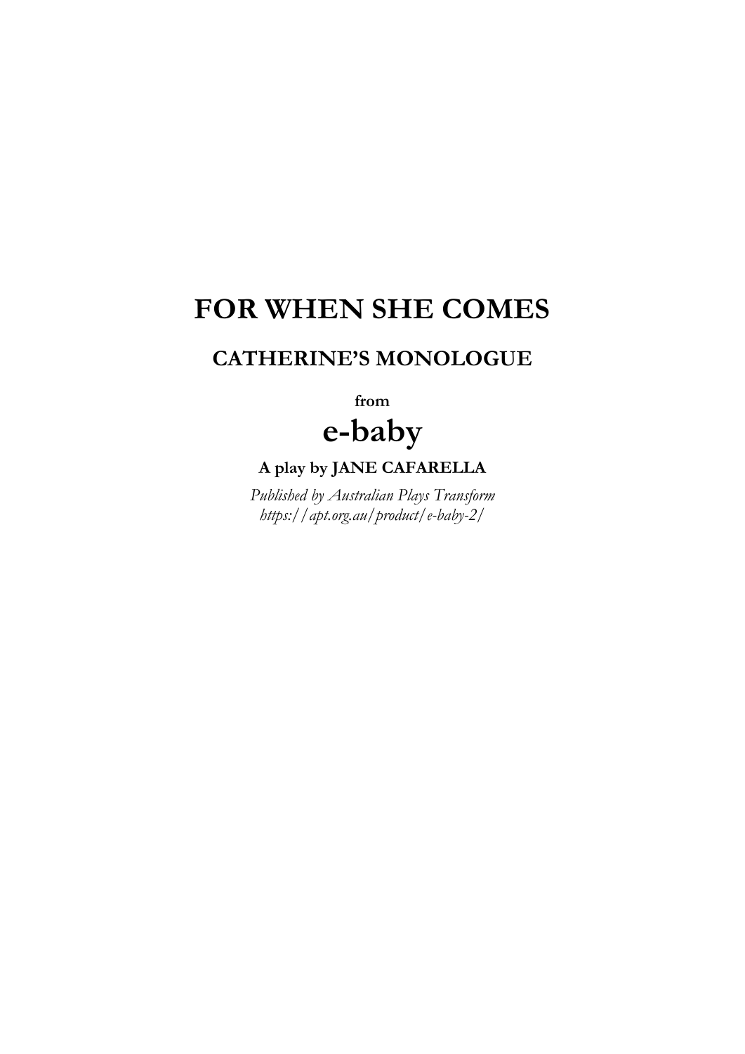# FOR WHEN SHE COMES

## CATHERINE'S MONOLOGUE

**from**

# e-baby

**A play by JANE CAFARELLA**

*Published by Australian Plays Transform*
*https://apt.org.au/product/e-baby-2/*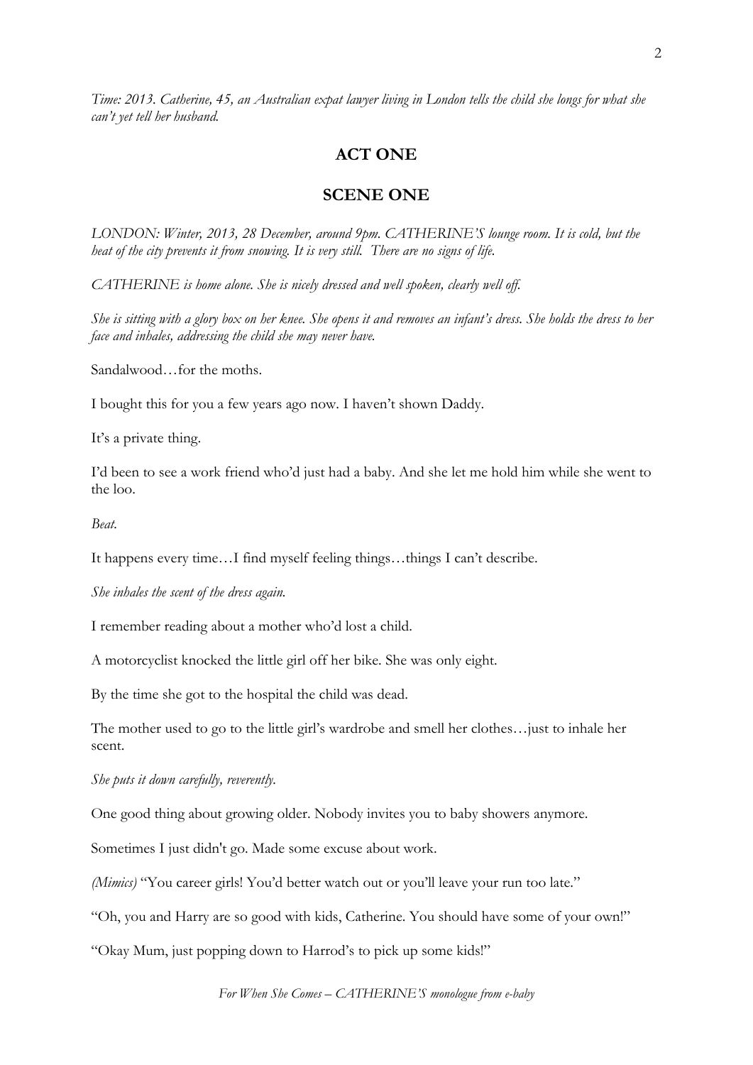*Time: 2013. Catherine, 45, an Australian expat lawyer living in London tells the child she longs for what she can't yet tell her husband.*

## ACT ONE

## SCENE ONE

*LONDON: Winter, 2013, 28 December, around 9pm. CATHERINE'S lounge room. It is cold, but the heat of the city prevents it from snowing. It is very still. There are no signs of life.*

*CATHERINE is home alone. She is nicely dressed and well spoken, clearly well off.*

*She is sitting with a glory box on her knee. She opens it and removes an infant's dress. She holds the dress to her face and inhales, addressing the child she may never have.*

Sandalwood…for the moths.

I bought this for you a few years ago now. I haven't shown Daddy.

It's a private thing.

I'd been to see a work friend who'd just had a baby. And she let me hold him while she went to the loo.

*Beat.*

It happens every time…I find myself feeling things…things I can't describe.

*She inhales the scent of the dress again.*

I remember reading about a mother who'd lost a child.

A motorcyclist knocked the little girl off her bike. She was only eight.

By the time she got to the hospital the child was dead.

The mother used to go to the little girl's wardrobe and smell her clothes…just to inhale her scent.

*She puts it down carefully, reverently.*

One good thing about growing older. Nobody invites you to baby showers anymore.

Sometimes I just didn't go. Made some excuse about work.

*(Mimics)* "You career girls! You'd better watch out or you'll leave your run too late."

"Oh, you and Harry are so good with kids, Catherine. You should have some of your own!"

"Okay Mum, just popping down to Harrod's to pick up some kids!"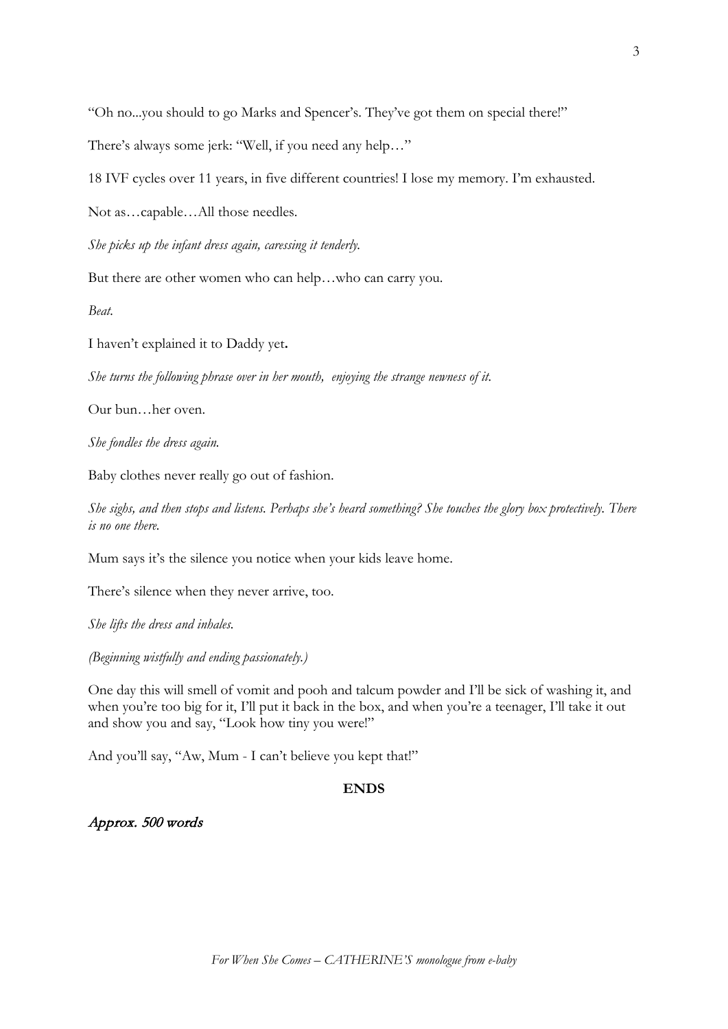"Oh no...you should to go Marks and Spencer's. They've got them on special there!"

There's always some jerk: "Well, if you need any help…"

18 IVF cycles over 11 years, in five different countries! I lose my memory. I'm exhausted.

Not as…capable…All those needles.

*She picks up the infant dress again, caressing it tenderly.*

But there are other women who can help…who can carry you.

*Beat.*

I haven't explained it to Daddy yet**.**

*She turns the following phrase over in her mouth, enjoying the strange newness of it.*

Our bun…her oven.

*She fondles the dress again.*

Baby clothes never really go out of fashion.

*She sighs, and then stops and listens. Perhaps she's heard something? She touches the glory box protectively. There is no one there.*

Mum says it's the silence you notice when your kids leave home.

There's silence when they never arrive, too.

*She lifts the dress and inhales.*

*(Beginning wistfully and ending passionately.)*

One day this will smell of vomit and pooh and talcum powder and I'll be sick of washing it, and when you're too big for it, I'll put it back in the box, and when you're a teenager, I'll take it out and show you and say, "Look how tiny you were!"

And you'll say, "Aw, Mum - I can't believe you kept that!"

**ENDS**

*Approx. 500 words*